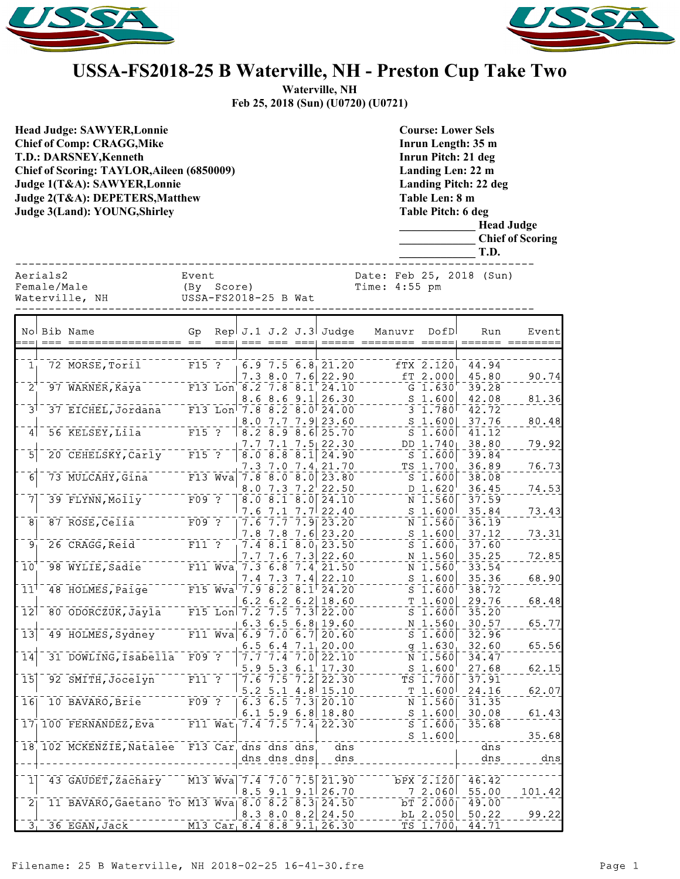# USSA-FS2018-25 B Waterville, NH - Preston Cup Take Two

**Waterville, NH**
**Feb 25, 2018 (Sun) (U0720) (U0721)**

**Head Judge: SAWYER,Lonnie**
**Chief of Comp: CRAGG,Mike**
**T.D.: DARSNEY,Kenneth**
**Chief of Scoring: TAYLOR,Aileen (6850009)**
**Judge 1(T&A): SAWYER,Lonnie**
**Judge 2(T&A): DEPETERS,Matthew**
**Judge 3(Land): YOUNG,Shirley**

**Course: Lower Sels**
**Inrun Length: 35 m**
**Inrun Pitch: 21 deg**
**Landing Len: 22 m**
**Landing Pitch: 22 deg**
**Table Len: 8 m**
**Table Pitch: 6 deg**
**_____________ Head Judge**
**_____________ Chief of Scoring**
**_____________ T.D.**

```
Aerials2              Event               Date: Feb 25, 2018 (Sun)
Female/Male           (By  Score)         Time: 4:55 pm
Waterville, NH        USSA-FS2018-25 B Wat
```

| No | Bib | Name | Gp | Rep | J.1 | J.2 | J.3 | Judge | Manuvr | DofD | Run | Event |
|---|---|---|---|---|---|---|---|---|---|---|---|---|
| 1 | 72 | MORSE,Toril | F15 | ? | 6.9 | 7.5 | 6.8 | 21.20 | fTX | 2.120 | 44.94 | |
| | | | | | 7.3 | 8.0 | 7.6 | 22.90 | fT | 2.000 | 45.80 | 90.74 |
| 2 | 97 | WARNER,Kaya | F13 | Lon | 8.2 | 7.8 | 8.1 | 24.10 | G | 1.630 | 39.28 | |
| | | | | | 8.6 | 8.6 | 9.1 | 26.30 | S | 1.600 | 42.08 | 81.36 |
| 3 | 37 | EICHEL,Jordana | F13 | Lon | 7.8 | 8.2 | 8.0 | 24.00 | 3 | 1.780 | 42.72 | |
| | | | | | 8.0 | 7.7 | 7.9 | 23.60 | S | 1.600 | 37.76 | 80.48 |
| 4 | 56 | KELSEY,Lila | F15 | ? | 8.2 | 8.9 | 8.6 | 25.70 | S | 1.600 | 41.12 | |
| | | | | | 7.7 | 7.1 | 7.5 | 22.30 | DD | 1.740 | 38.80 | 79.92 |
| 5 | 20 | CEHELSKY,Carly | F15 | ? | 8.0 | 8.8 | 8.1 | 24.90 | S | 1.600 | 39.84 | |
| | | | | | 7.3 | 7.0 | 7.4 | 21.70 | TS | 1.700 | 36.89 | 76.73 |
| 6 | 73 | MULCAHY,Gina | F13 | Wva | 7.8 | 8.0 | 8.0 | 23.80 | S | 1.600 | 38.08 | |
| | | | | | 8.0 | 7.3 | 7.2 | 22.50 | D | 1.620 | 36.45 | 74.53 |
| 7 | 39 | FLYNN,Molly | F09 | ? | 8.0 | 8.1 | 8.0 | 24.10 | N | 1.560 | 37.59 | |
| | | | | | 7.6 | 7.1 | 7.7 | 22.40 | S | 1.600 | 35.84 | 73.43 |
| 8 | 87 | ROSE,Celia | F09 | ? | 7.6 | 7.7 | 7.9 | 23.20 | N | 1.560 | 36.19 | |
| | | | | | 7.8 | 7.8 | 7.6 | 23.20 | S | 1.600 | 37.12 | 73.31 |
| 9 | 26 | CRAGG,Reid | F11 | ? | 7.4 | 8.1 | 8.0 | 23.50 | S | 1.600 | 37.60 | |
| | | | | | 7.7 | 7.6 | 7.3 | 22.60 | N | 1.560 | 35.25 | 72.85 |
| 10 | 98 | WYLIE,Sadie | F11 | Wva | 7.3 | 6.8 | 7.4 | 21.50 | N | 1.560 | 33.54 | |
| | | | | | 7.4 | 7.3 | 7.4 | 22.10 | S | 1.600 | 35.36 | 68.90 |
| 11 | 48 | HOLMES,Paige | F15 | Wva | 7.9 | 8.2 | 8.1 | 24.20 | S | 1.600 | 38.72 | |
| | | | | | 6.2 | 6.2 | 6.2 | 18.60 | T | 1.600 | 29.76 | 68.48 |
| 12 | 80 | ODORCZUK,Jayla | F15 | Lon | 7.2 | 7.5 | 7.3 | 22.00 | S | 1.600 | 35.20 | |
| | | | | | 6.3 | 6.5 | 6.8 | 19.60 | N | 1.560 | 30.57 | 65.77 |
| 13 | 49 | HOLMES,Sydney | F11 | Wva | 6.9 | 7.0 | 6.7 | 20.60 | S | 1.600 | 32.96 | |
| | | | | | 6.5 | 6.4 | 7.1 | 20.00 | g | 1.630 | 32.60 | 65.56 |
| 14 | 31 | DOWLING,Isabella | F09 | ? | 7.7 | 7.4 | 7.0 | 22.10 | N | 1.560 | 34.47 | |
| | | | | | 5.9 | 5.3 | 6.1 | 17.30 | S | 1.600 | 27.68 | 62.15 |
| 15 | 92 | SMITH,Jocelyn | F11 | ? | 7.6 | 7.5 | 7.2 | 22.30 | TS | 1.700 | 37.91 | |
| | | | | | 5.2 | 5.1 | 4.8 | 15.10 | T | 1.600 | 24.16 | 62.07 |
| 16 | 10 | BAVARO,Brie | F09 | ? | 6.3 | 6.5 | 7.3 | 20.10 | N | 1.560 | 31.35 | |
| | | | | | 6.1 | 5.9 | 6.8 | 18.80 | S | 1.600 | 30.08 | 61.43 |
| 17 | 100 | FERNANDEZ,Eva | F11 | Wat | 7.4 | 7.5 | 7.4 | 22.30 | S | 1.600 | 35.68 | |
| | | | | | | | | | S | 1.600 | | 35.68 |
| 18 | 102 | MCKENZIE,Natalee | F13 | Car | dns | dns | dns | dns | | | dns | |
| | | | | | dns | dns | dns | dns | | | dns | dns |
| 1 | 43 | GAUDET,Zachary | M13 | Wva | 7.4 | 7.0 | 7.5 | 21.90 | bPX | 2.120 | 46.42 | |
| | | | | | 8.5 | 9.1 | 9.1 | 26.70 | 7 | 2.060 | 55.00 | 101.42 |
| 2 | 11 | BAVARO,Gaetano To | M13 | Wva | 8.0 | 8.2 | 8.3 | 24.50 | bT | 2.000 | 49.00 | |
| | | | | | 8.3 | 8.0 | 8.2 | 24.50 | bL | 2.050 | 50.22 | 99.22 |
| 3 | 36 | EGAN,Jack | M13 | Car | 8.4 | 8.8 | 9.1 | 26.30 | TS | 1.700 | 44.71 | |

Filename: 25 B Waterville, NH 2018-02-25 16-41-30.fre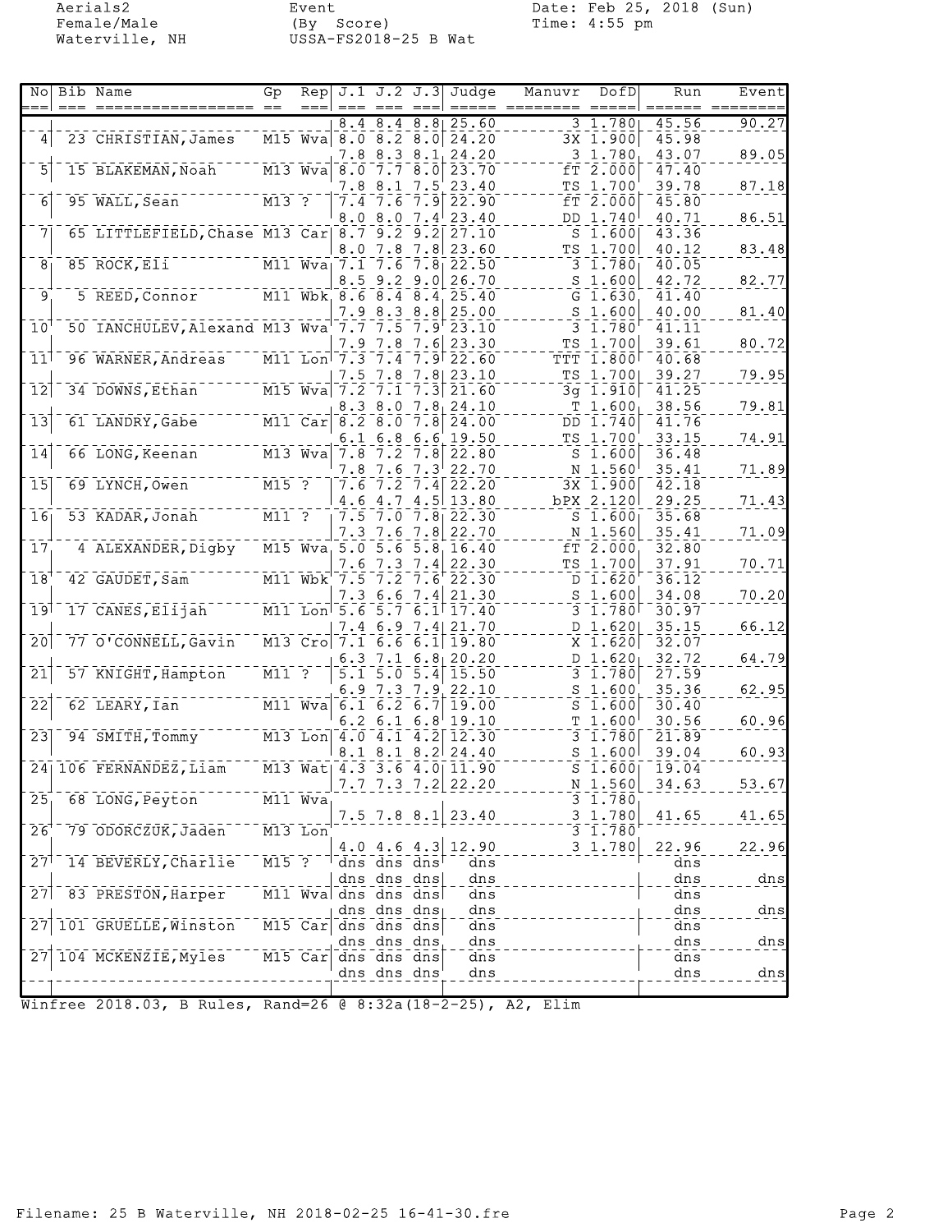Aerials2
Female/Male
Waterville, NH

Event
(By Score)
USSA-FS2018-25 B Wat

Date: Feb 25, 2018 (Sun)
Time: 4:55 pm

| No | Bib | Name | Gp | Rep | J.1 | J.2 | J.3 | Judge | Manuvr | DofD | Run | Event |
|---|---|---|---|---|---|---|---|---|---|---|---|---|
| | | | | | 8.4 | 8.4 | 8.8 | 25.60 | 3 | 1.780 | 45.56 | 90.27 |
| 4 | 23 | CHRISTIAN, James | M15 | Wva | 8.0 | 8.2 | 8.0 | 24.20 | 3X | 1.900 | 45.98 | |
| | | | | | 7.8 | 8.3 | 8.1 | 24.20 | 3 | 1.780 | 43.07 | 89.05 |
| 5 | 15 | BLAKEMAN, Noah | M13 | Wva | 8.0 | 7.7 | 8.0 | 23.70 | fT | 2.000 | 47.40 | |
| | | | | | 7.8 | 8.1 | 7.5 | 23.40 | TS | 1.700 | 39.78 | 87.18 |
| 6 | 95 | WALL, Sean | M13 | ? | 7.4 | 7.6 | 7.9 | 22.90 | fT | 2.000 | 45.80 | |
| | | | | | 8.0 | 8.0 | 7.4 | 23.40 | DD | 1.740 | 40.71 | 86.51 |
| 7 | 65 | LITTLEFIELD, Chase | M13 | Car | 8.7 | 9.2 | 9.2 | 27.10 | S | 1.600 | 43.36 | |
| | | | | | 8.0 | 7.8 | 7.8 | 23.60 | TS | 1.700 | 40.12 | 83.48 |
| 8 | 85 | ROCK, Eli | M11 | Wva | 7.1 | 7.6 | 7.8 | 22.50 | 3 | 1.780 | 40.05 | |
| | | | | | 8.5 | 9.2 | 9.0 | 26.70 | S | 1.600 | 42.72 | 82.77 |
| 9 | 5 | REED, Connor | M11 | Wbk | 8.6 | 8.4 | 8.4 | 25.40 | G | 1.630 | 41.40 | |
| | | | | | 7.9 | 8.3 | 8.8 | 25.00 | S | 1.600 | 40.00 | 81.40 |
| 10 | 50 | IANCHULEV, Alexand | M13 | Wva | 7.7 | 7.5 | 7.9 | 23.10 | 3 | 1.780 | 41.11 | |
| | | | | | 7.9 | 7.8 | 7.6 | 23.30 | TS | 1.700 | 39.61 | 80.72 |
| 11 | 96 | WARNER, Andreas | M11 | Lon | 7.3 | 7.4 | 7.9 | 22.60 | TTT | 1.800 | 40.68 | |
| | | | | | 7.5 | 7.8 | 7.8 | 23.10 | TS | 1.700 | 39.27 | 79.95 |
| 12 | 34 | DOWNS, Ethan | M15 | Wva | 7.2 | 7.1 | 7.3 | 21.60 | 3g | 1.910 | 41.25 | |
| | | | | | 8.3 | 8.0 | 7.8 | 24.10 | T | 1.600 | 38.56 | 79.81 |
| 13 | 61 | LANDRY, Gabe | M11 | Car | 8.2 | 8.0 | 7.8 | 24.00 | DD | 1.740 | 41.76 | |
| | | | | | 6.1 | 6.8 | 6.6 | 19.50 | TS | 1.700 | 33.15 | 74.91 |
| 14 | 66 | LONG, Keenan | M13 | Wva | 7.8 | 7.2 | 7.8 | 22.80 | S | 1.600 | 36.48 | |
| | | | | | 7.8 | 7.6 | 7.3 | 22.70 | N | 1.560 | 35.41 | 71.89 |
| 15 | 69 | LYNCH, Owen | M15 | ? | 7.6 | 7.2 | 7.4 | 22.20 | 3X | 1.900 | 42.18 | |
| | | | | | 4.6 | 4.7 | 4.5 | 13.80 | bPX | 2.120 | 29.25 | 71.43 |
| 16 | 53 | KADAR, Jonah | M11 | ? | 7.5 | 7.0 | 7.8 | 22.30 | S | 1.600 | 35.68 | |
| | | | | | 7.3 | 7.6 | 7.8 | 22.70 | N | 1.560 | 35.41 | 71.09 |
| 17 | 4 | ALEXANDER, Digby | M15 | Wva | 5.0 | 5.6 | 5.8 | 16.40 | fT | 2.000 | 32.80 | |
| | | | | | 7.6 | 7.3 | 7.4 | 22.30 | TS | 1.700 | 37.91 | 70.71 |
| 18 | 42 | GAUDET, Sam | M11 | Wbk | 7.5 | 7.2 | 7.6 | 22.30 | D | 1.620 | 36.12 | |
| | | | | | 7.3 | 6.6 | 7.4 | 21.30 | S | 1.600 | 34.08 | 70.20 |
| 19 | 17 | CANES, Elijah | M11 | Lon | 5.6 | 5.7 | 6.1 | 17.40 | 3 | 1.780 | 30.97 | |
| | | | | | 7.4 | 6.9 | 7.4 | 21.70 | D | 1.620 | 35.15 | 66.12 |
| 20 | 77 | O'CONNELL, Gavin | M13 | Cro | 7.1 | 6.6 | 6.1 | 19.80 | X | 1.620 | 32.07 | |
| | | | | | 6.3 | 7.1 | 6.8 | 20.20 | D | 1.620 | 32.72 | 64.79 |
| 21 | 57 | KNIGHT, Hampton | M11 | ? | 5.1 | 5.0 | 5.4 | 15.50 | 3 | 1.780 | 27.59 | |
| | | | | | 6.9 | 7.3 | 7.9 | 22.10 | S | 1.600 | 35.36 | 62.95 |
| 22 | 62 | LEARY, Ian | M11 | Wva | 6.1 | 6.2 | 6.7 | 19.00 | S | 1.600 | 30.40 | |
| | | | | | 6.2 | 6.1 | 6.8 | 19.10 | T | 1.600 | 30.56 | 60.96 |
| 23 | 94 | SMITH, Tommy | M13 | Lon | 4.0 | 4.1 | 4.2 | 12.30 | 3 | 1.780 | 21.89 | |
| | | | | | 8.1 | 8.1 | 8.2 | 24.40 | S | 1.600 | 39.04 | 60.93 |
| 24 | 106 | FERNANDEZ, Liam | M13 | Wat | 4.3 | 3.6 | 4.0 | 11.90 | S | 1.600 | 19.04 | |
| | | | | | 7.7 | 7.3 | 7.2 | 22.20 | N | 1.560 | 34.63 | 53.67 |
| 25 | 68 | LONG, Peyton | M11 | Wva | | | | | 3 | 1.780 | | |
| | | | | | 7.5 | 7.8 | 8.1 | 23.40 | 3 | 1.780 | 41.65 | 41.65 |
| 26 | 79 | ODORCZUK, Jaden | M13 | Lon | | | | | 3 | 1.780 | | |
| | | | | | 4.0 | 4.6 | 4.3 | 12.90 | 3 | 1.780 | 22.96 | 22.96 |
| 27 | 14 | BEVERLY, Charlie | M15 | ? | dns | dns | dns | dns | | | dns | |
| | | | | | dns | dns | dns | dns | | | dns | dns |
| 27 | 83 | PRESTON, Harper | M11 | Wva | dns | dns | dns | dns | | | dns | |
| | | | | | dns | dns | dns | dns | | | dns | dns |
| 27 | 101 | GRUELLE, Winston | M15 | Car | dns | dns | dns | dns | | | dns | |
| | | | | | dns | dns | dns | dns | | | dns | dns |
| 27 | 104 | MCKENZIE, Myles | M15 | Car | dns | dns | dns | dns | | | dns | |
| | | | | | dns | dns | dns | dns | | | dns | dns |

Winfree 2018.03, B Rules, Rand=26 @ 8:32a(18-2-25), A2, Elim

Filename: 25 B Waterville, NH 2018-02-25 16-41-30.fre